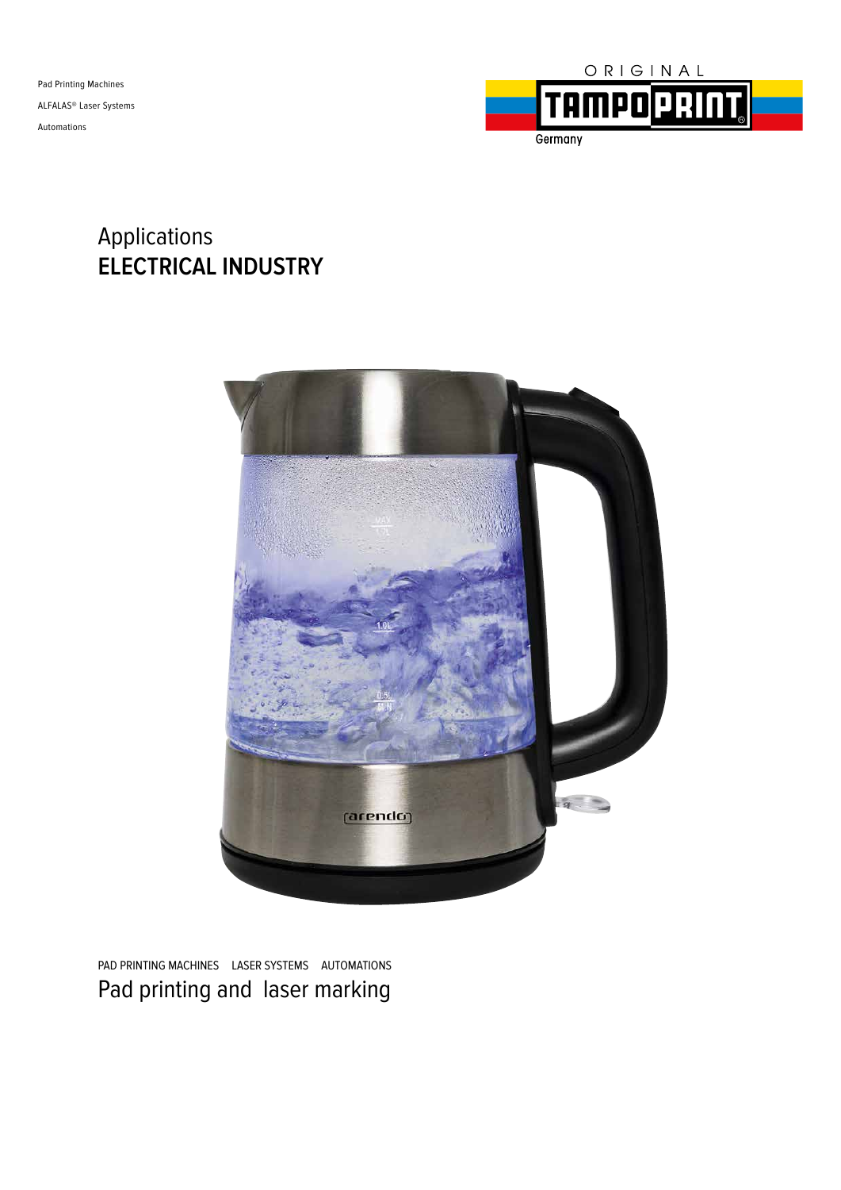Pad Printing Machines

ALFALAS® Laser Systems

Automations

ORIGINAL TAMPOPRINT Germany

# Applications
# ELECTRICAL INDUSTRY

PAD PRINTING MACHINES LASER SYSTEMS AUTOMATIONS

## Pad printing and laser marking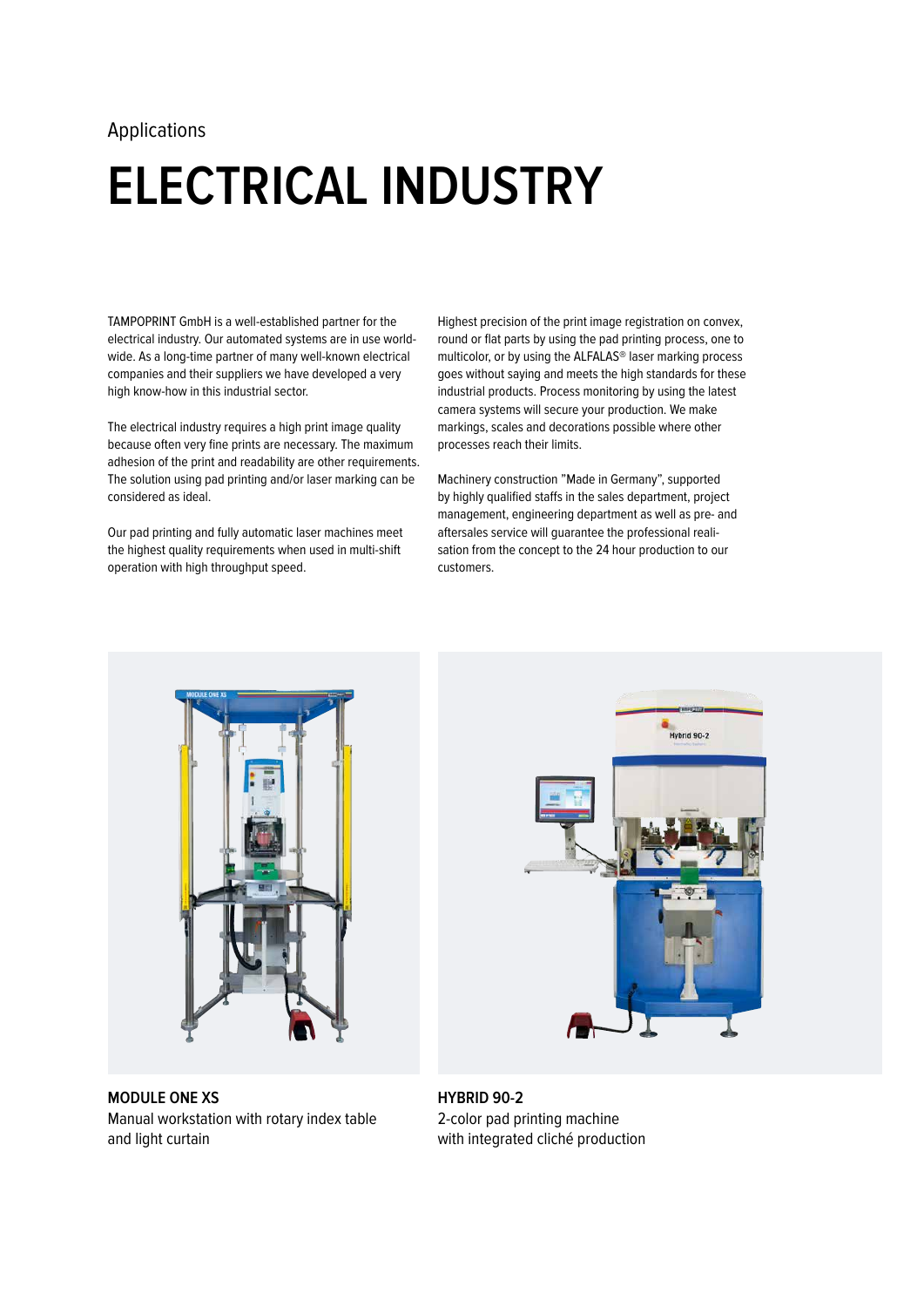Applications

# ELECTRICAL INDUSTRY

TAMPOPRINT GmbH is a well-established partner for the electrical industry. Our automated systems are in use worldwide. As a long-time partner of many well-known electrical companies and their suppliers we have developed a very high know-how in this industrial sector.

The electrical industry requires a high print image quality because often very fine prints are necessary. The maximum adhesion of the print and readability are other requirements. The solution using pad printing and/or laser marking can be considered as ideal.

Our pad printing and fully automatic laser machines meet the highest quality requirements when used in multi-shift operation with high throughput speed.

Highest precision of the print image registration on convex, round or flat parts by using the pad printing process, one to multicolor, or by using the ALFALAS® laser marking process goes without saying and meets the high standards for these industrial products. Process monitoring by using the latest camera systems will secure your production. We make markings, scales and decorations possible where other processes reach their limits.

Machinery construction "Made in Germany", supported by highly qualified staffs in the sales department, project management, engineering department as well as pre- and aftersales service will guarantee the professional realisation from the concept to the 24 hour production to our customers.

**MODULE ONE XS**
Manual workstation with rotary index table and light curtain

**HYBRID 90-2**
2-color pad printing machine with integrated cliché production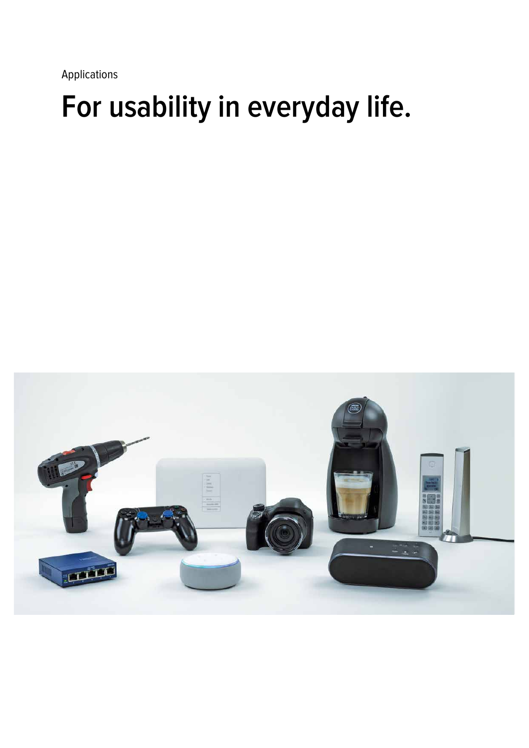Applications

# For usability in everyday life.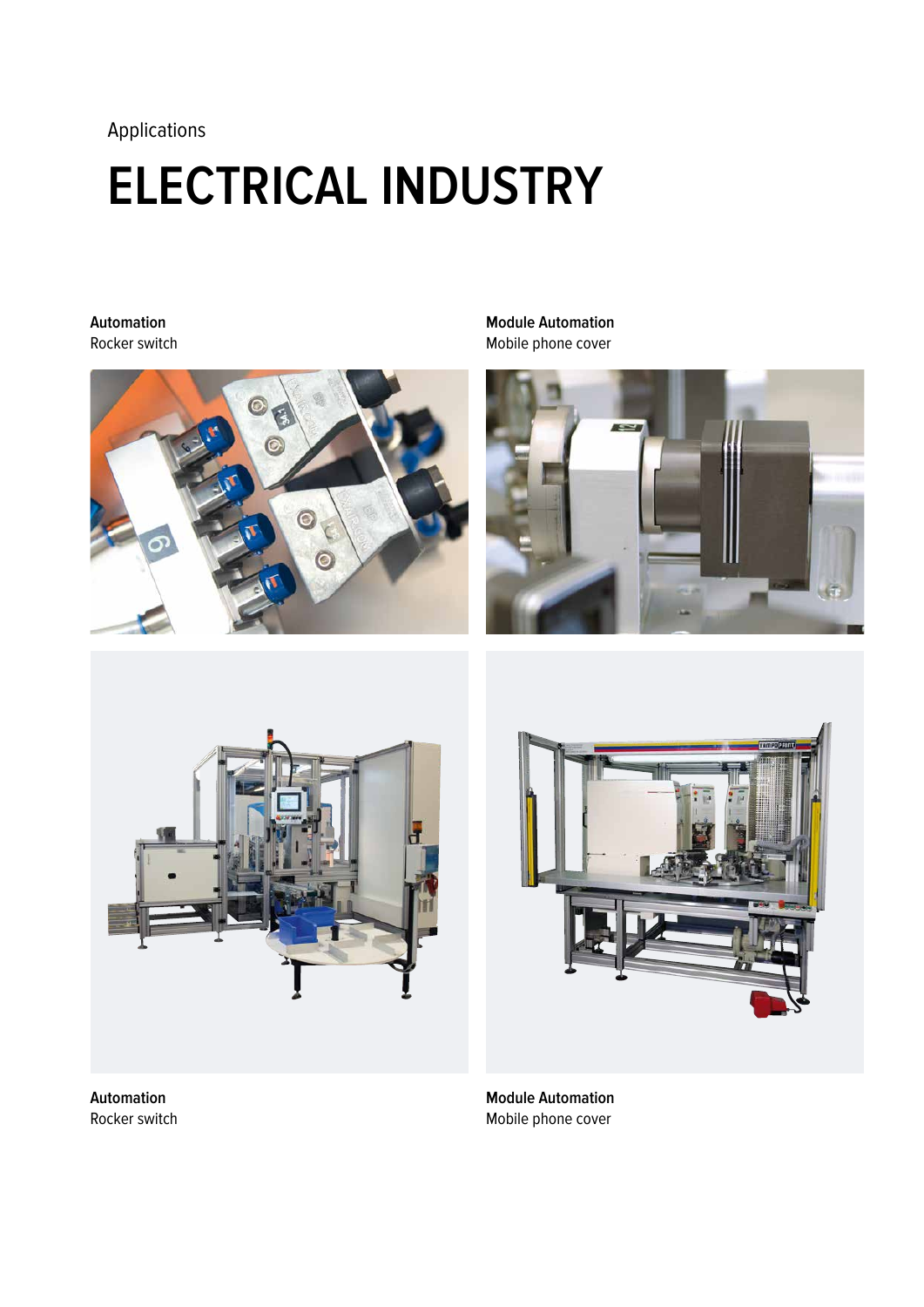Applications

# ELECTRICAL INDUSTRY

**Automation**
Rocker switch

**Module Automation**
Mobile phone cover

**Automation**
Rocker switch

**Module Automation**
Mobile phone cover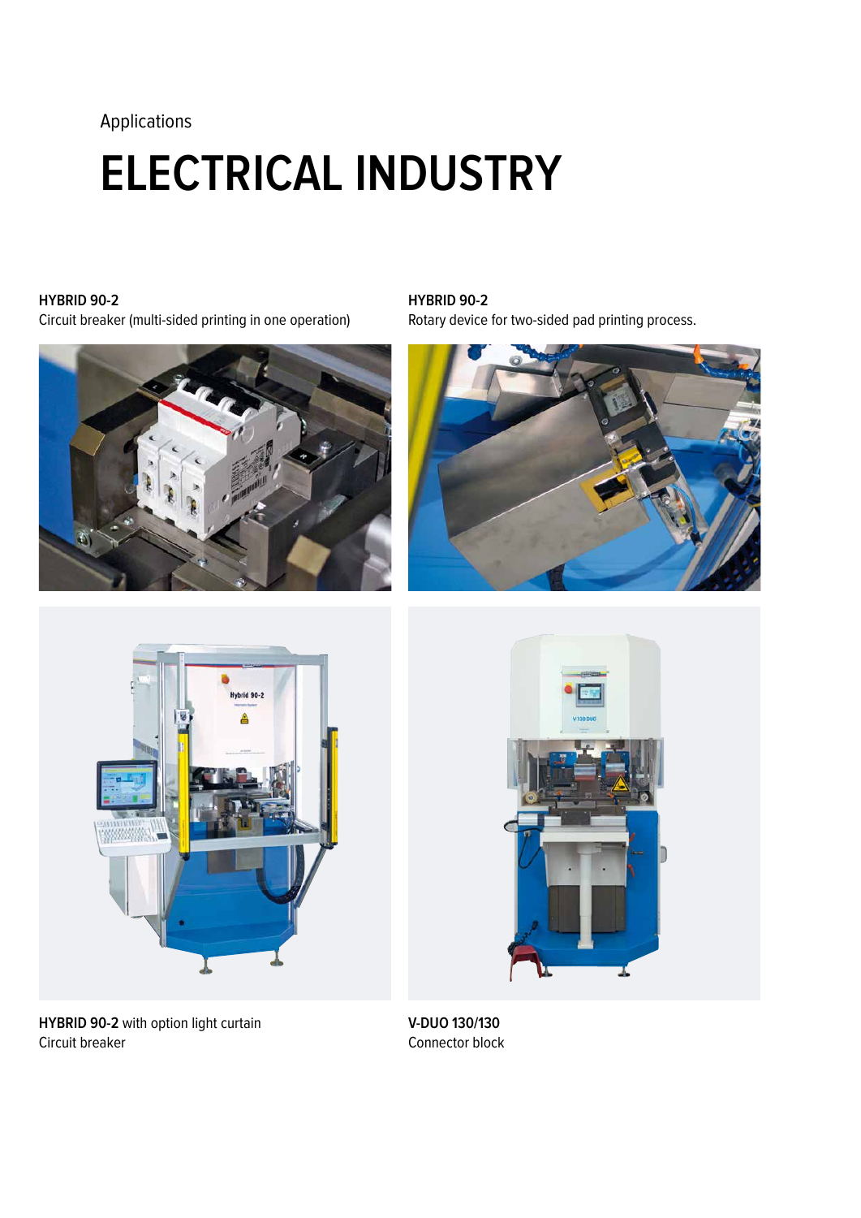Applications

# ELECTRICAL INDUSTRY

**HYBRID 90-2**
Circuit breaker (multi-sided printing in one operation)

**HYBRID 90-2**
Rotary device for two-sided pad printing process.

**HYBRID 90-2** with option light curtain
Circuit breaker

**V-DUO 130/130**
Connector block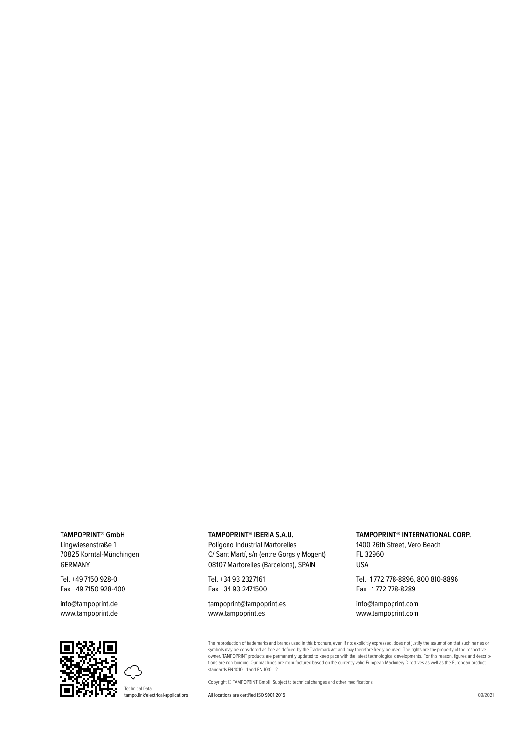**TAMPOPRINT® GmbH**
Lingwiesenstraße 1
70825 Korntal-Münchingen
GERMANY

Tel. +49 7150 928-0
Fax +49 7150 928-400

info@tampoprint.de
www.tampoprint.de

**TAMPOPRINT® IBERIA S.A.U.**
Polígono Industrial Martorelles
C/ Sant Martí, s/n (entre Gorgs y Mogent)
08107 Martorelles (Barcelona), SPAIN

Tel. +34 93 2327161
Fax +34 93 2471500

tampoprint@tampoprint.es
www.tampoprint.es

**TAMPOPRINT® INTERNATIONAL CORP.**
1400 26th Street, Vero Beach
FL 32960
USA

Tel.+1 772 778-8896, 800 810-8896
Fax +1 772 778-8289

info@tampoprint.com
www.tampoprint.com

Technical Data
tampo.link/electrical-applications

The reproduction of trademarks and brands used in this brochure, even if not explicitly expressed, does not justify the assumption that such names or symbols may be considered as free as defined by the Trademark Act and may therefore freely be used. The rights are the property of the respective owner. TAMPOPRINT products are permanently updated to keep pace with the latest technological developments. For this reason, figures and descriptions are non-binding. Our machines are manufactured based on the currently valid European Machinery Directives as well as the European product standards EN 1010 - 1 and EN 1010 - 2.

Copyright © TAMPOPRINT GmbH. Subject to technical changes and other modifications.

All locations are certified ISO 9001:2015

09/2021